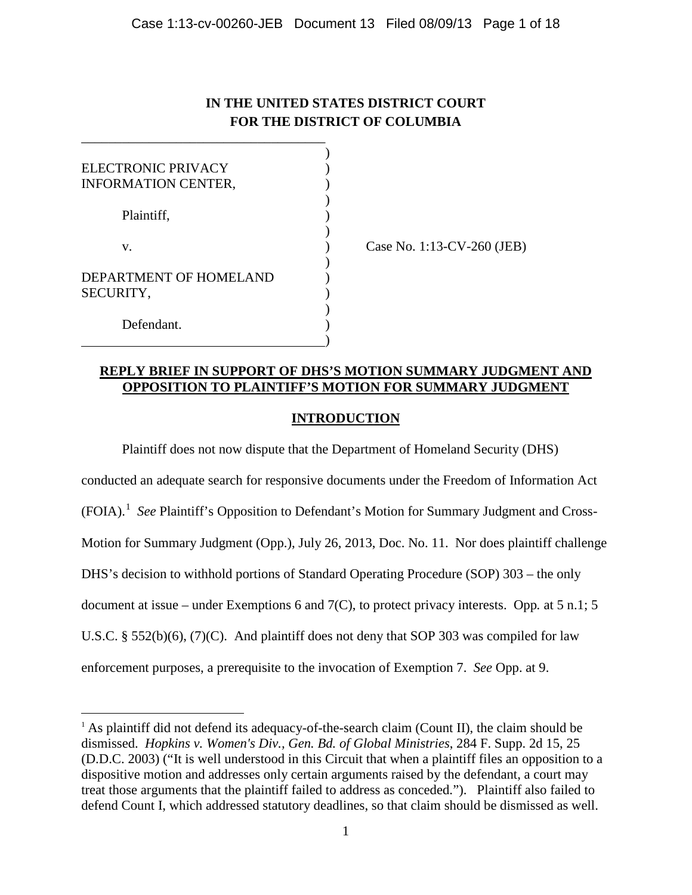**IN THE UNITED STATES DISTRICT COURT**
**FOR THE DISTRICT OF COLUMBIA**

ELECTRONIC PRIVACY INFORMATION CENTER,

Plaintiff,

v.

DEPARTMENT OF HOMELAND SECURITY,

Defendant.

Case No. 1:13-CV-260 (JEB)

**REPLY BRIEF IN SUPPORT OF DHS'S MOTION SUMMARY JUDGMENT AND OPPOSITION TO PLAINTIFF'S MOTION FOR SUMMARY JUDGMENT**

**INTRODUCTION**

Plaintiff does not now dispute that the Department of Homeland Security (DHS) conducted an adequate search for responsive documents under the Freedom of Information Act (FOIA).[1] *See* Plaintiff's Opposition to Defendant's Motion for Summary Judgment and Cross-Motion for Summary Judgment (Opp.), July 26, 2013, Doc. No. 11. Nor does plaintiff challenge DHS's decision to withhold portions of Standard Operating Procedure (SOP) 303 – the only document at issue – under Exemptions 6 and 7(C), to protect privacy interests. Opp*.* at 5 n.1; 5 U.S.C. § 552(b)(6), (7)(C). And plaintiff does not deny that SOP 303 was compiled for law enforcement purposes, a prerequisite to the invocation of Exemption 7. *See* Opp. at 9.

[1] As plaintiff did not defend its adequacy-of-the-search claim (Count II), the claim should be dismissed. *Hopkins v. Women's Div., Gen. Bd. of Global Ministries*, 284 F. Supp. 2d 15, 25 (D.D.C. 2003) ("It is well understood in this Circuit that when a plaintiff files an opposition to a dispositive motion and addresses only certain arguments raised by the defendant, a court may treat those arguments that the plaintiff failed to address as conceded."). Plaintiff also failed to defend Count I, which addressed statutory deadlines, so that claim should be dismissed as well.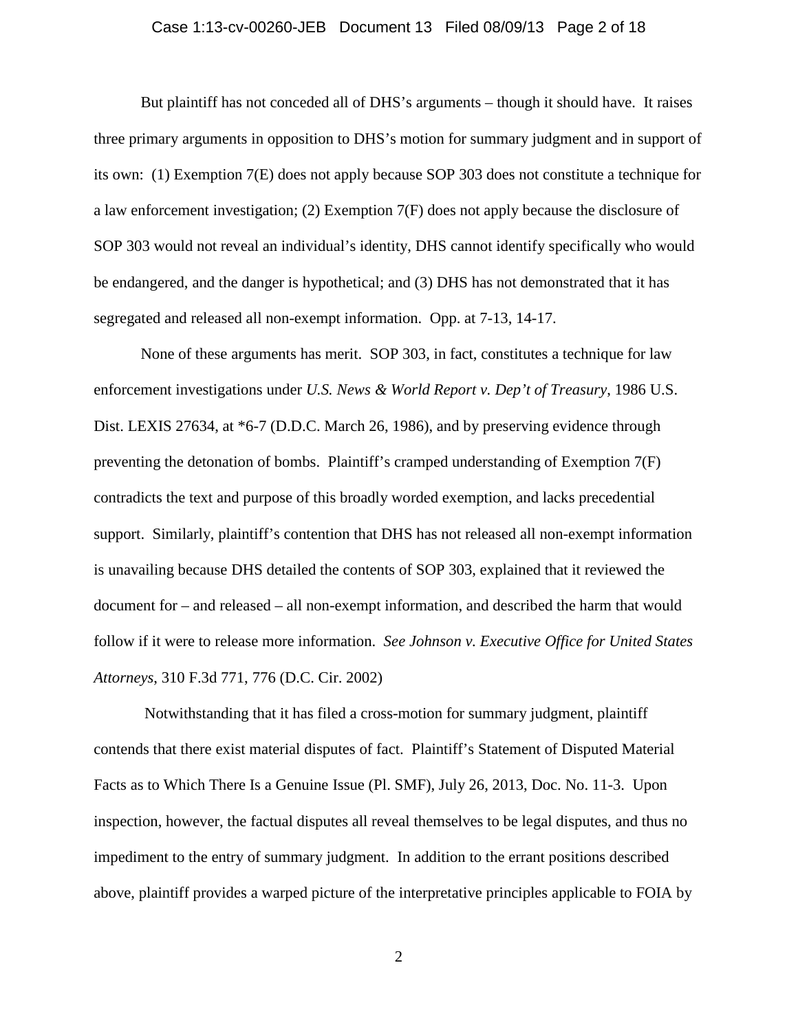But plaintiff has not conceded all of DHS's arguments – though it should have. It raises three primary arguments in opposition to DHS's motion for summary judgment and in support of its own: (1) Exemption 7(E) does not apply because SOP 303 does not constitute a technique for a law enforcement investigation; (2) Exemption 7(F) does not apply because the disclosure of SOP 303 would not reveal an individual's identity, DHS cannot identify specifically who would be endangered, and the danger is hypothetical; and (3) DHS has not demonstrated that it has segregated and released all non-exempt information. Opp. at 7-13, 14-17.

None of these arguments has merit. SOP 303, in fact, constitutes a technique for law enforcement investigations under *U.S. News & World Report v. Dep't of Treasury*, 1986 U.S. Dist. LEXIS 27634, at *6-7 (D.D.C. March 26, 1986), and by preserving evidence through preventing the detonation of bombs. Plaintiff's cramped understanding of Exemption 7(F) contradicts the text and purpose of this broadly worded exemption, and lacks precedential support. Similarly, plaintiff's contention that DHS has not released all non-exempt information is unavailing because DHS detailed the contents of SOP 303, explained that it reviewed the document for – and released – all non-exempt information, and described the harm that would follow if it were to release more information. *See Johnson v. Executive Office for United States Attorneys*, 310 F.3d 771, 776 (D.C. Cir. 2002)

Notwithstanding that it has filed a cross-motion for summary judgment, plaintiff contends that there exist material disputes of fact. Plaintiff's Statement of Disputed Material Facts as to Which There Is a Genuine Issue (Pl. SMF), July 26, 2013, Doc. No. 11-3. Upon inspection, however, the factual disputes all reveal themselves to be legal disputes, and thus no impediment to the entry of summary judgment. In addition to the errant positions described above, plaintiff provides a warped picture of the interpretative principles applicable to FOIA by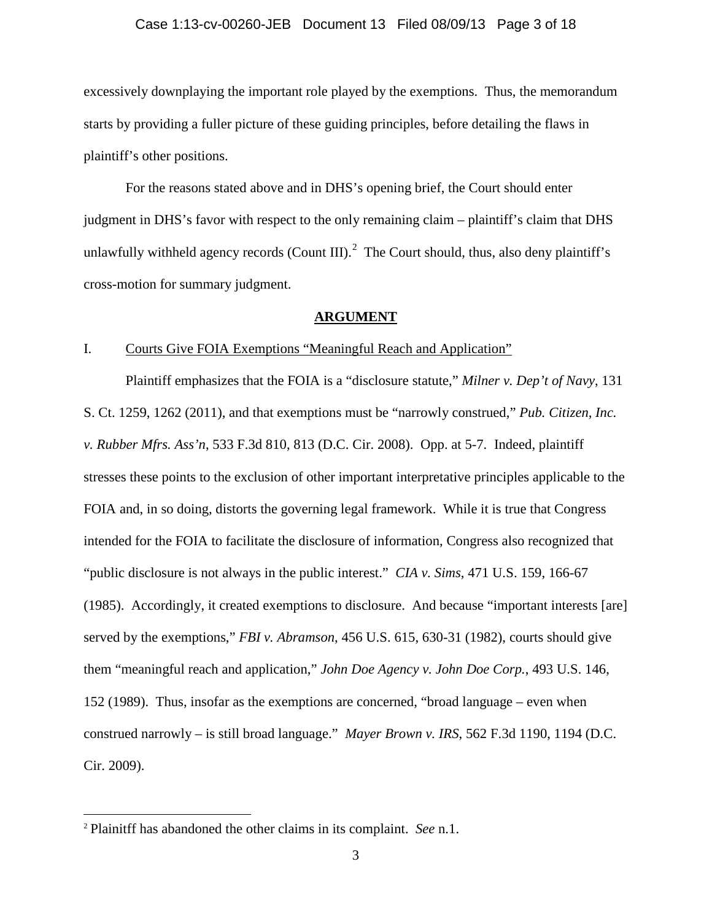excessively downplaying the important role played by the exemptions. Thus, the memorandum starts by providing a fuller picture of these guiding principles, before detailing the flaws in plaintiff's other positions.

For the reasons stated above and in DHS's opening brief, the Court should enter judgment in DHS's favor with respect to the only remaining claim – plaintiff's claim that DHS unlawfully withheld agency records (Count III).[2] The Court should, thus, also deny plaintiff's cross-motion for summary judgment.

## **ARGUMENT**

### I. Courts Give FOIA Exemptions "Meaningful Reach and Application"

Plaintiff emphasizes that the FOIA is a "disclosure statute," *Milner v. Dep't of Navy*, 131 S. Ct. 1259, 1262 (2011), and that exemptions must be "narrowly construed," *Pub. Citizen, Inc. v. Rubber Mfrs. Ass'n*, 533 F.3d 810, 813 (D.C. Cir. 2008). Opp. at 5-7. Indeed, plaintiff stresses these points to the exclusion of other important interpretative principles applicable to the FOIA and, in so doing, distorts the governing legal framework. While it is true that Congress intended for the FOIA to facilitate the disclosure of information, Congress also recognized that "public disclosure is not always in the public interest." *CIA v. Sims*, 471 U.S. 159, 166-67 (1985). Accordingly, it created exemptions to disclosure. And because "important interests [are] served by the exemptions," *FBI v. Abramson*, 456 U.S. 615, 630-31 (1982), courts should give them "meaningful reach and application," *John Doe Agency v. John Doe Corp.*, 493 U.S. 146, 152 (1989). Thus, insofar as the exemptions are concerned, "broad language – even when construed narrowly – is still broad language." *Mayer Brown v. IRS*, 562 F.3d 1190, 1194 (D.C. Cir. 2009).

---

[2] Plainitff has abandoned the other claims in its complaint. *See* n.1.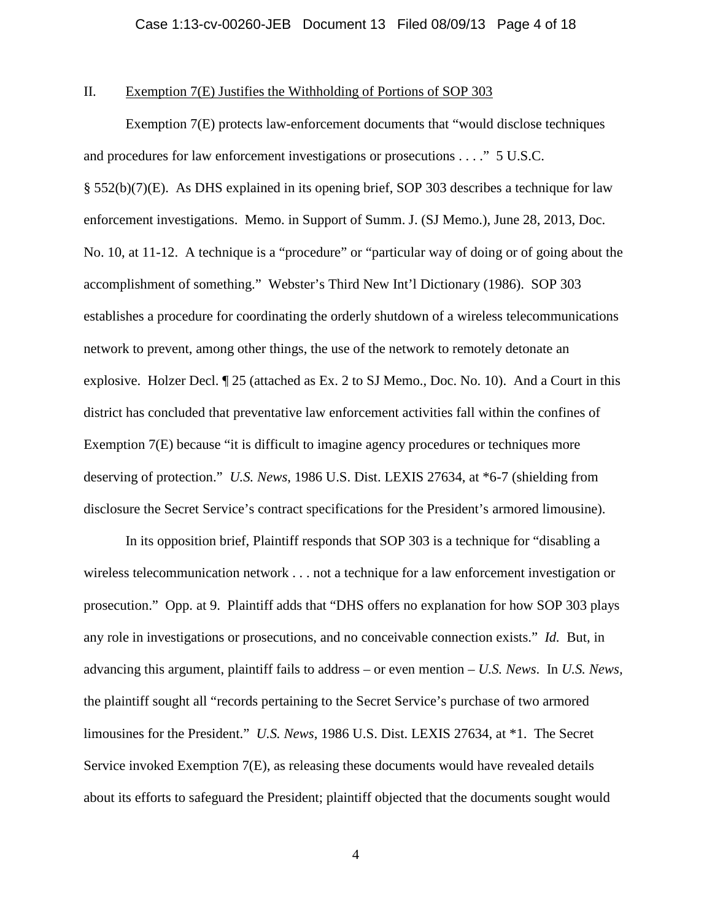II. Exemption 7(E) Justifies the Withholding of Portions of SOP 303

Exemption 7(E) protects law-enforcement documents that "would disclose techniques and procedures for law enforcement investigations or prosecutions . . . ." 5 U.S.C. § 552(b)(7)(E). As DHS explained in its opening brief, SOP 303 describes a technique for law enforcement investigations. Memo. in Support of Summ. J. (SJ Memo.), June 28, 2013, Doc. No. 10, at 11-12. A technique is a "procedure" or "particular way of doing or of going about the accomplishment of something." Webster's Third New Int'l Dictionary (1986). SOP 303 establishes a procedure for coordinating the orderly shutdown of a wireless telecommunications network to prevent, among other things, the use of the network to remotely detonate an explosive. Holzer Decl. ¶ 25 (attached as Ex. 2 to SJ Memo., Doc. No. 10). And a Court in this district has concluded that preventative law enforcement activities fall within the confines of Exemption 7(E) because "it is difficult to imagine agency procedures or techniques more deserving of protection." *U.S. News*, 1986 U.S. Dist. LEXIS 27634, at *6-7 (shielding from disclosure the Secret Service's contract specifications for the President's armored limousine).

In its opposition brief, Plaintiff responds that SOP 303 is a technique for "disabling a wireless telecommunication network . . . not a technique for a law enforcement investigation or prosecution." Opp. at 9. Plaintiff adds that "DHS offers no explanation for how SOP 303 plays any role in investigations or prosecutions, and no conceivable connection exists." *Id.* But, in advancing this argument, plaintiff fails to address – or even mention – *U.S. News*. In *U.S. News*, the plaintiff sought all "records pertaining to the Secret Service's purchase of two armored limousines for the President." *U.S. News*, 1986 U.S. Dist. LEXIS 27634, at *1. The Secret Service invoked Exemption 7(E), as releasing these documents would have revealed details about its efforts to safeguard the President; plaintiff objected that the documents sought would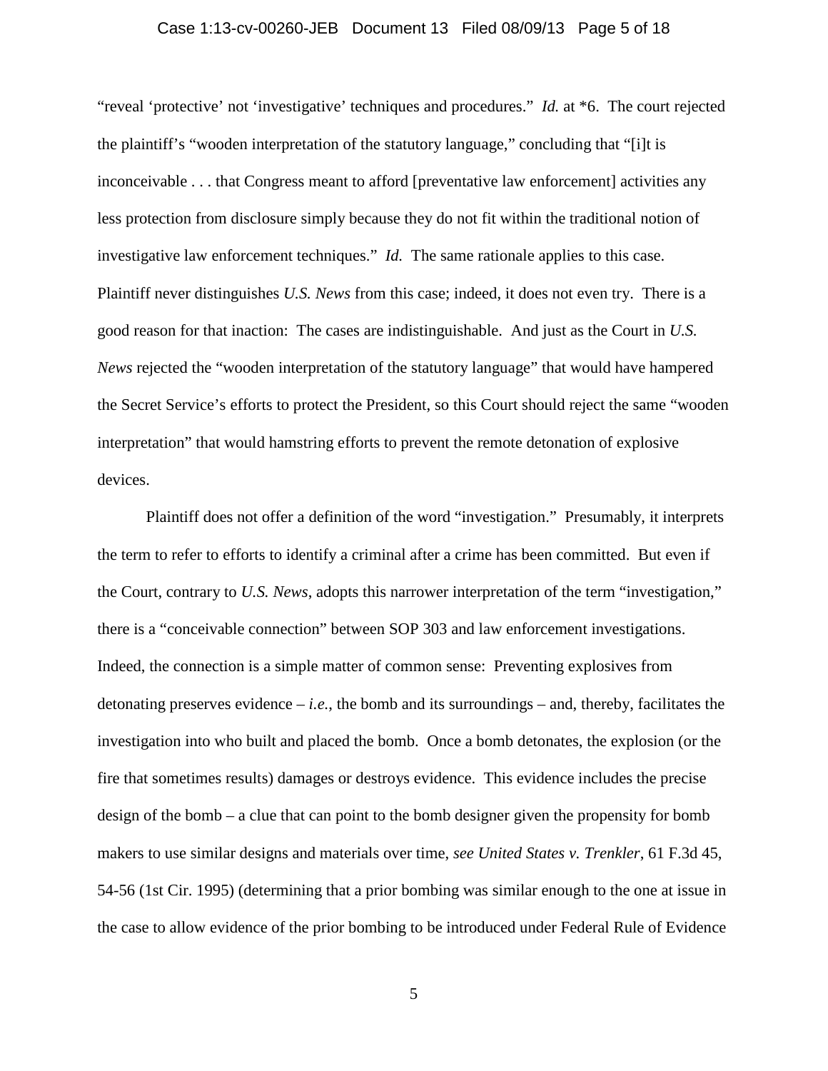"reveal 'protective' not 'investigative' techniques and procedures." *Id.* at *6. The court rejected the plaintiff's "wooden interpretation of the statutory language," concluding that "[i]t is inconceivable . . . that Congress meant to afford [preventative law enforcement] activities any less protection from disclosure simply because they do not fit within the traditional notion of investigative law enforcement techniques." *Id.* The same rationale applies to this case. Plaintiff never distinguishes *U.S. News* from this case; indeed, it does not even try. There is a good reason for that inaction: The cases are indistinguishable. And just as the Court in *U.S. News* rejected the "wooden interpretation of the statutory language" that would have hampered the Secret Service's efforts to protect the President, so this Court should reject the same "wooden interpretation" that would hamstring efforts to prevent the remote detonation of explosive devices.

Plaintiff does not offer a definition of the word "investigation." Presumably, it interprets the term to refer to efforts to identify a criminal after a crime has been committed. But even if the Court, contrary to *U.S. News*, adopts this narrower interpretation of the term "investigation," there is a "conceivable connection" between SOP 303 and law enforcement investigations. Indeed, the connection is a simple matter of common sense: Preventing explosives from detonating preserves evidence – *i.e.*, the bomb and its surroundings – and, thereby, facilitates the investigation into who built and placed the bomb. Once a bomb detonates, the explosion (or the fire that sometimes results) damages or destroys evidence. This evidence includes the precise design of the bomb – a clue that can point to the bomb designer given the propensity for bomb makers to use similar designs and materials over time, *see United States v. Trenkler*, 61 F.3d 45, 54-56 (1st Cir. 1995) (determining that a prior bombing was similar enough to the one at issue in the case to allow evidence of the prior bombing to be introduced under Federal Rule of Evidence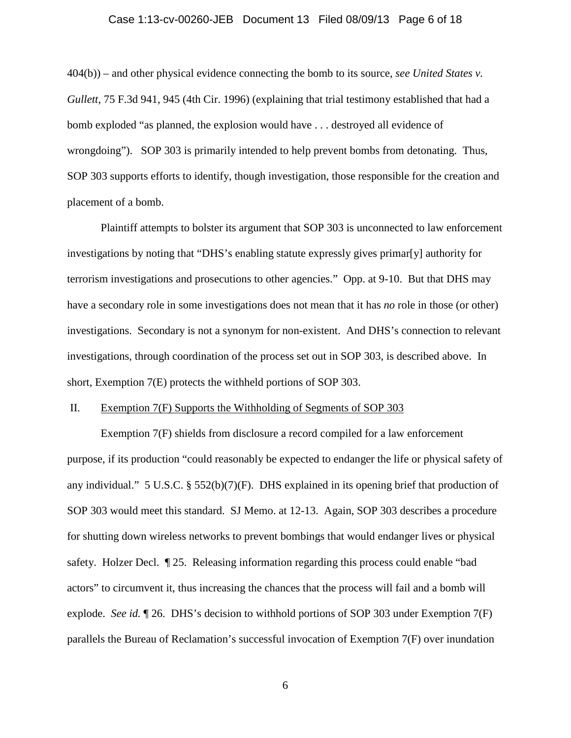404(b)) – and other physical evidence connecting the bomb to its source, *see United States v. Gullett*, 75 F.3d 941, 945 (4th Cir. 1996) (explaining that trial testimony established that had a bomb exploded "as planned, the explosion would have . . . destroyed all evidence of wrongdoing"). SOP 303 is primarily intended to help prevent bombs from detonating. Thus, SOP 303 supports efforts to identify, though investigation, those responsible for the creation and placement of a bomb.

Plaintiff attempts to bolster its argument that SOP 303 is unconnected to law enforcement investigations by noting that "DHS's enabling statute expressly gives primar[y] authority for terrorism investigations and prosecutions to other agencies." Opp. at 9-10. But that DHS may have a secondary role in some investigations does not mean that it has *no* role in those (or other) investigations. Secondary is not a synonym for non-existent. And DHS's connection to relevant investigations, through coordination of the process set out in SOP 303, is described above. In short, Exemption 7(E) protects the withheld portions of SOP 303.

II. <u>Exemption 7(F) Supports the Withholding of Segments of SOP 303</u>

Exemption 7(F) shields from disclosure a record compiled for a law enforcement purpose, if its production "could reasonably be expected to endanger the life or physical safety of any individual." 5 U.S.C. § 552(b)(7)(F). DHS explained in its opening brief that production of SOP 303 would meet this standard. SJ Memo. at 12-13. Again, SOP 303 describes a procedure for shutting down wireless networks to prevent bombings that would endanger lives or physical safety. Holzer Decl. ¶ 25. Releasing information regarding this process could enable "bad actors" to circumvent it, thus increasing the chances that the process will fail and a bomb will explode. *See id.* ¶ 26. DHS's decision to withhold portions of SOP 303 under Exemption 7(F) parallels the Bureau of Reclamation's successful invocation of Exemption 7(F) over inundation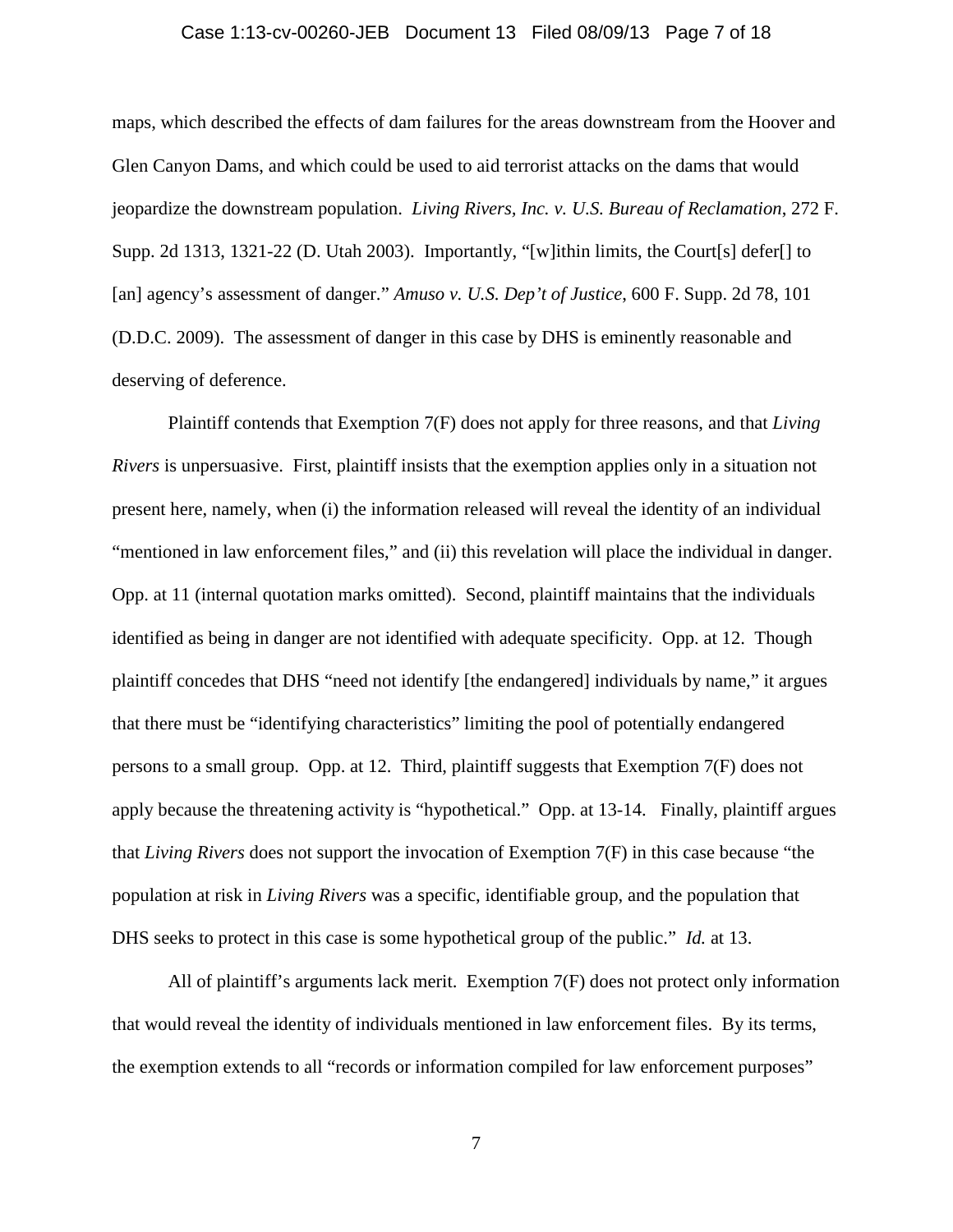maps, which described the effects of dam failures for the areas downstream from the Hoover and Glen Canyon Dams, and which could be used to aid terrorist attacks on the dams that would jeopardize the downstream population. *Living Rivers, Inc. v. U.S. Bureau of Reclamation*, 272 F. Supp. 2d 1313, 1321-22 (D. Utah 2003). Importantly, "[w]ithin limits, the Court[s] defer[] to [an] agency's assessment of danger." *Amuso v. U.S. Dep't of Justice*, 600 F. Supp. 2d 78, 101 (D.D.C. 2009). The assessment of danger in this case by DHS is eminently reasonable and deserving of deference.

Plaintiff contends that Exemption 7(F) does not apply for three reasons, and that *Living Rivers* is unpersuasive. First, plaintiff insists that the exemption applies only in a situation not present here, namely, when (i) the information released will reveal the identity of an individual "mentioned in law enforcement files," and (ii) this revelation will place the individual in danger. Opp. at 11 (internal quotation marks omitted). Second, plaintiff maintains that the individuals identified as being in danger are not identified with adequate specificity. Opp. at 12. Though plaintiff concedes that DHS "need not identify [the endangered] individuals by name," it argues that there must be "identifying characteristics" limiting the pool of potentially endangered persons to a small group. Opp. at 12. Third, plaintiff suggests that Exemption 7(F) does not apply because the threatening activity is "hypothetical." Opp. at 13-14. Finally, plaintiff argues that *Living Rivers* does not support the invocation of Exemption 7(F) in this case because "the population at risk in *Living Rivers* was a specific, identifiable group, and the population that DHS seeks to protect in this case is some hypothetical group of the public." *Id.* at 13.

All of plaintiff's arguments lack merit. Exemption 7(F) does not protect only information that would reveal the identity of individuals mentioned in law enforcement files. By its terms, the exemption extends to all "records or information compiled for law enforcement purposes"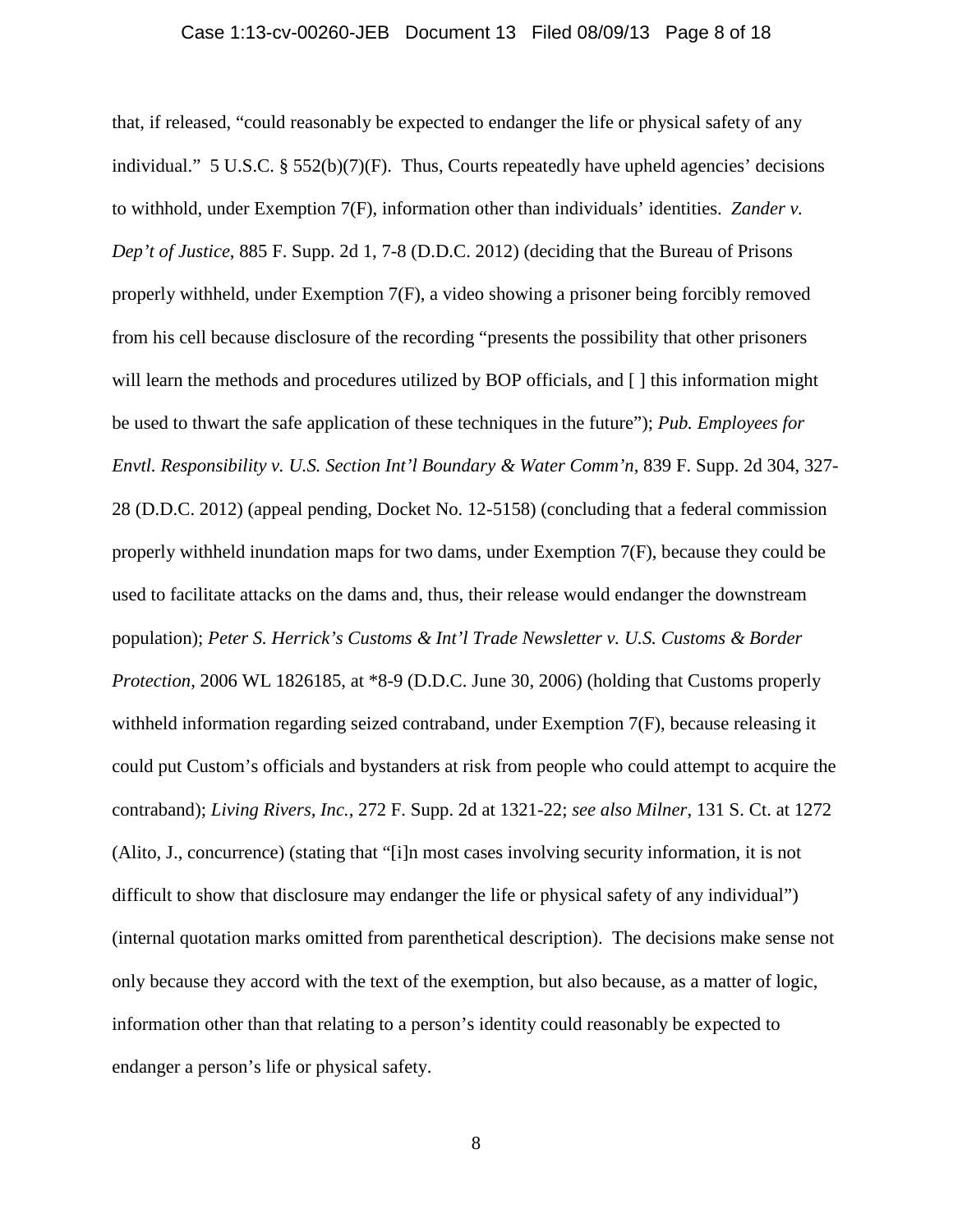that, if released, "could reasonably be expected to endanger the life or physical safety of any individual." 5 U.S.C. § 552(b)(7)(F). Thus, Courts repeatedly have upheld agencies' decisions to withhold, under Exemption 7(F), information other than individuals' identities. *Zander v. Dep't of Justice*, 885 F. Supp. 2d 1, 7-8 (D.D.C. 2012) (deciding that the Bureau of Prisons properly withheld, under Exemption 7(F), a video showing a prisoner being forcibly removed from his cell because disclosure of the recording "presents the possibility that other prisoners will learn the methods and procedures utilized by BOP officials, and [ ] this information might be used to thwart the safe application of these techniques in the future"); *Pub. Employees for Envtl. Responsibility v. U.S. Section Int'l Boundary & Water Comm'n*, 839 F. Supp. 2d 304, 327-28 (D.D.C. 2012) (appeal pending, Docket No. 12-5158) (concluding that a federal commission properly withheld inundation maps for two dams, under Exemption 7(F), because they could be used to facilitate attacks on the dams and, thus, their release would endanger the downstream population); *Peter S. Herrick's Customs & Int'l Trade Newsletter v. U.S. Customs & Border Protection*, 2006 WL 1826185, at *8-9 (D.D.C. June 30, 2006) (holding that Customs properly withheld information regarding seized contraband, under Exemption 7(F), because releasing it could put Custom's officials and bystanders at risk from people who could attempt to acquire the contraband); *Living Rivers, Inc.*, 272 F. Supp. 2d at 1321-22; *see also Milner*, 131 S. Ct. at 1272 (Alito, J., concurrence) (stating that "[i]n most cases involving security information, it is not difficult to show that disclosure may endanger the life or physical safety of any individual") (internal quotation marks omitted from parenthetical description). The decisions make sense not only because they accord with the text of the exemption, but also because, as a matter of logic, information other than that relating to a person's identity could reasonably be expected to endanger a person's life or physical safety.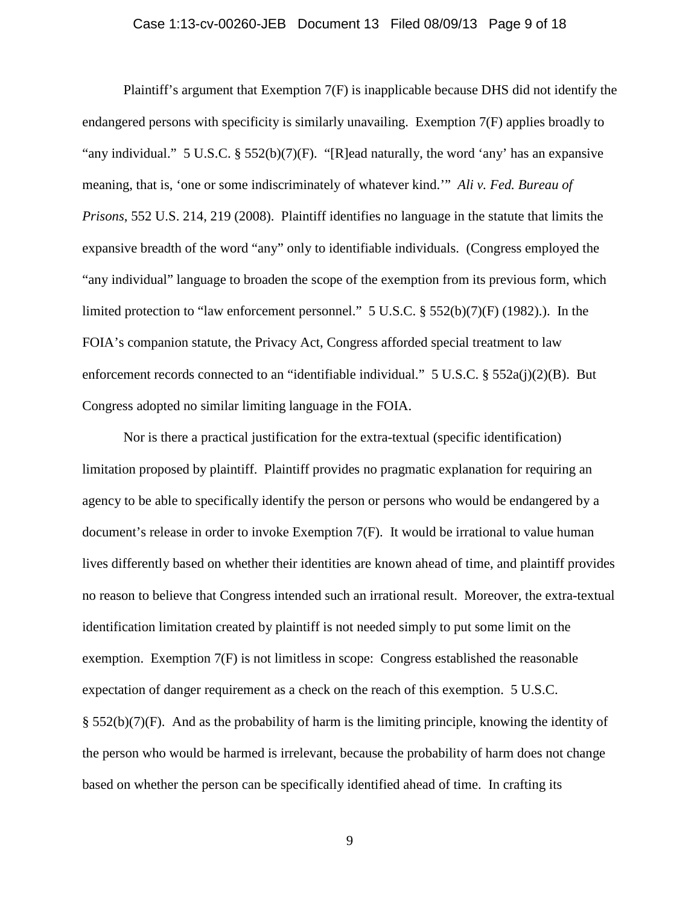Plaintiff's argument that Exemption 7(F) is inapplicable because DHS did not identify the endangered persons with specificity is similarly unavailing. Exemption 7(F) applies broadly to "any individual." 5 U.S.C. § 552(b)(7)(F). "[R]ead naturally, the word 'any' has an expansive meaning, that is, 'one or some indiscriminately of whatever kind.'" *Ali v. Fed. Bureau of Prisons*, 552 U.S. 214, 219 (2008). Plaintiff identifies no language in the statute that limits the expansive breadth of the word "any" only to identifiable individuals. (Congress employed the "any individual" language to broaden the scope of the exemption from its previous form, which limited protection to "law enforcement personnel." 5 U.S.C. § 552(b)(7)(F) (1982).). In the FOIA's companion statute, the Privacy Act, Congress afforded special treatment to law enforcement records connected to an "identifiable individual." 5 U.S.C. § 552a(j)(2)(B). But Congress adopted no similar limiting language in the FOIA.

Nor is there a practical justification for the extra-textual (specific identification) limitation proposed by plaintiff. Plaintiff provides no pragmatic explanation for requiring an agency to be able to specifically identify the person or persons who would be endangered by a document's release in order to invoke Exemption 7(F). It would be irrational to value human lives differently based on whether their identities are known ahead of time, and plaintiff provides no reason to believe that Congress intended such an irrational result. Moreover, the extra-textual identification limitation created by plaintiff is not needed simply to put some limit on the exemption. Exemption 7(F) is not limitless in scope: Congress established the reasonable expectation of danger requirement as a check on the reach of this exemption. 5 U.S.C. § 552(b)(7)(F). And as the probability of harm is the limiting principle, knowing the identity of the person who would be harmed is irrelevant, because the probability of harm does not change based on whether the person can be specifically identified ahead of time. In crafting its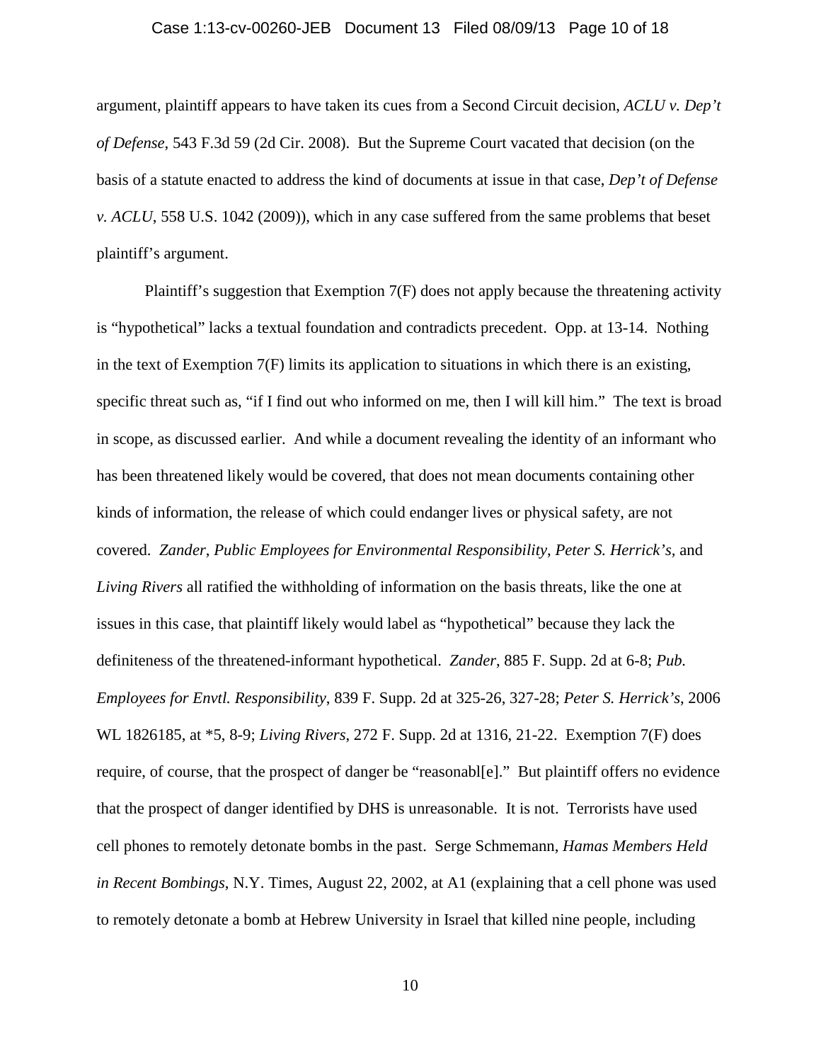argument, plaintiff appears to have taken its cues from a Second Circuit decision, *ACLU v. Dep't of Defense*, 543 F.3d 59 (2d Cir. 2008). But the Supreme Court vacated that decision (on the basis of a statute enacted to address the kind of documents at issue in that case, *Dep't of Defense v. ACLU*, 558 U.S. 1042 (2009)), which in any case suffered from the same problems that beset plaintiff's argument.

Plaintiff's suggestion that Exemption 7(F) does not apply because the threatening activity is "hypothetical" lacks a textual foundation and contradicts precedent. Opp. at 13-14. Nothing in the text of Exemption 7(F) limits its application to situations in which there is an existing, specific threat such as, "if I find out who informed on me, then I will kill him." The text is broad in scope, as discussed earlier. And while a document revealing the identity of an informant who has been threatened likely would be covered, that does not mean documents containing other kinds of information, the release of which could endanger lives or physical safety, are not covered. *Zander*, *Public Employees for Environmental Responsibility*, *Peter S. Herrick's*, and *Living Rivers* all ratified the withholding of information on the basis threats, like the one at issues in this case, that plaintiff likely would label as "hypothetical" because they lack the definiteness of the threatened-informant hypothetical. *Zander*, 885 F. Supp. 2d at 6-8; *Pub. Employees for Envtl. Responsibility*, 839 F. Supp. 2d at 325-26, 327-28; *Peter S. Herrick's*, 2006 WL 1826185, at *5, 8-9; *Living Rivers*, 272 F. Supp. 2d at 1316, 21-22. Exemption 7(F) does require, of course, that the prospect of danger be "reasonabl[e]." But plaintiff offers no evidence that the prospect of danger identified by DHS is unreasonable. It is not. Terrorists have used cell phones to remotely detonate bombs in the past. Serge Schmemann, *Hamas Members Held in Recent Bombings*, N.Y. Times, August 22, 2002, at A1 (explaining that a cell phone was used to remotely detonate a bomb at Hebrew University in Israel that killed nine people, including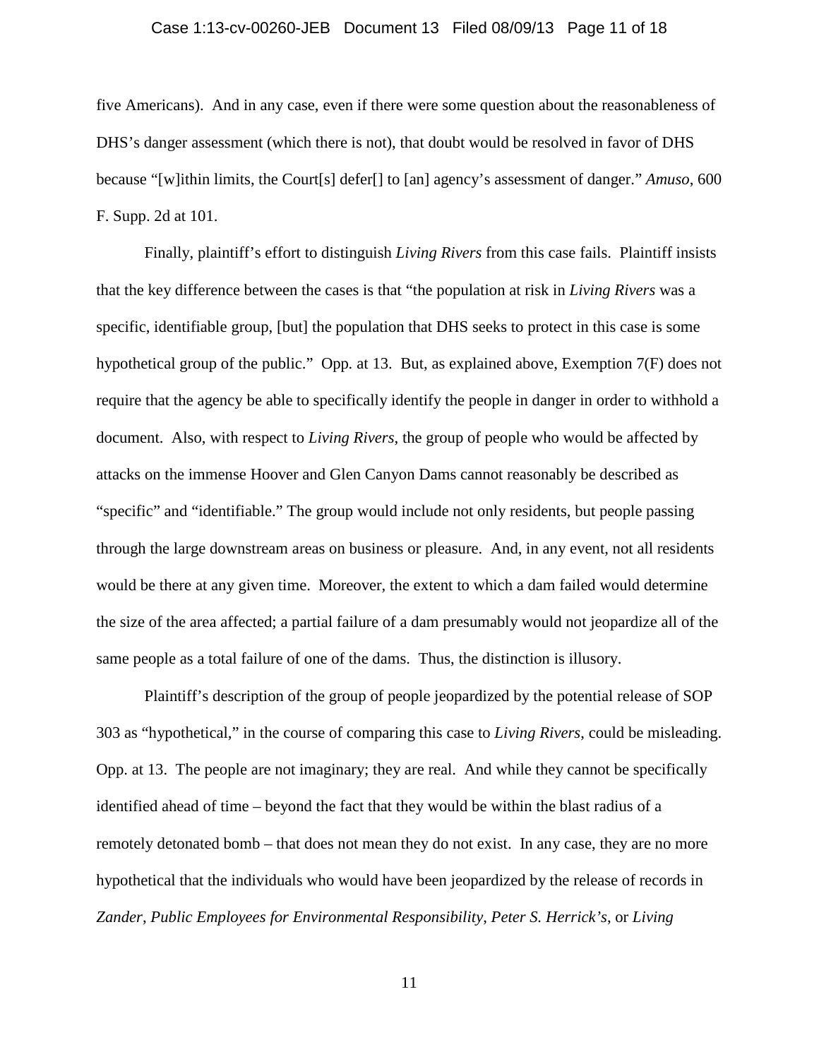five Americans). And in any case, even if there were some question about the reasonableness of DHS's danger assessment (which there is not), that doubt would be resolved in favor of DHS because "[w]ithin limits, the Court[s] defer[] to [an] agency's assessment of danger." *Amuso*, 600 F. Supp. 2d at 101.

Finally, plaintiff's effort to distinguish *Living Rivers* from this case fails. Plaintiff insists that the key difference between the cases is that "the population at risk in *Living Rivers* was a specific, identifiable group, [but] the population that DHS seeks to protect in this case is some hypothetical group of the public." Opp. at 13. But, as explained above, Exemption 7(F) does not require that the agency be able to specifically identify the people in danger in order to withhold a document. Also, with respect to *Living Rivers*, the group of people who would be affected by attacks on the immense Hoover and Glen Canyon Dams cannot reasonably be described as "specific" and "identifiable." The group would include not only residents, but people passing through the large downstream areas on business or pleasure. And, in any event, not all residents would be there at any given time. Moreover, the extent to which a dam failed would determine the size of the area affected; a partial failure of a dam presumably would not jeopardize all of the same people as a total failure of one of the dams. Thus, the distinction is illusory.

Plaintiff's description of the group of people jeopardized by the potential release of SOP 303 as "hypothetical," in the course of comparing this case to *Living Rivers*, could be misleading. Opp. at 13. The people are not imaginary; they are real. And while they cannot be specifically identified ahead of time – beyond the fact that they would be within the blast radius of a remotely detonated bomb – that does not mean they do not exist. In any case, they are no more hypothetical that the individuals who would have been jeopardized by the release of records in *Zander*, *Public Employees for Environmental Responsibility*, *Peter S. Herrick's*, or *Living*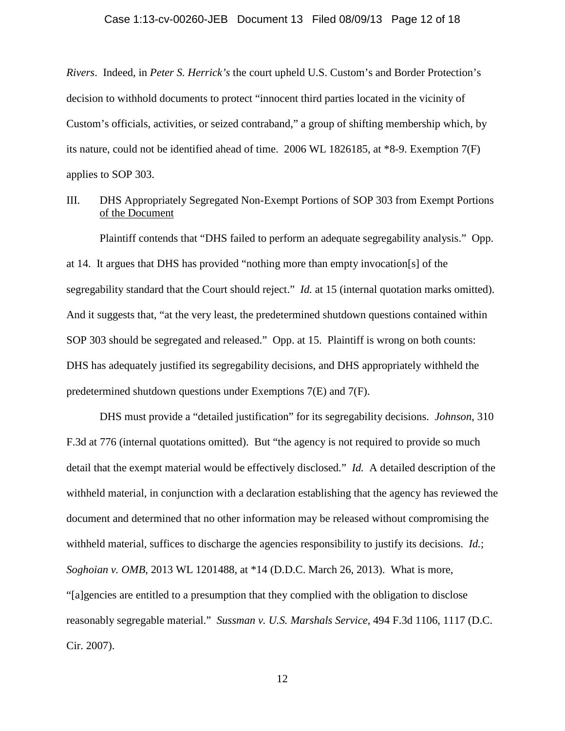*Rivers*. Indeed, in *Peter S. Herrick's* the court upheld U.S. Custom's and Border Protection's decision to withhold documents to protect "innocent third parties located in the vicinity of Custom's officials, activities, or seized contraband," a group of shifting membership which, by its nature, could not be identified ahead of time. 2006 WL 1826185, at *8-9. Exemption 7(F) applies to SOP 303.

## III. DHS Appropriately Segregated Non-Exempt Portions of SOP 303 from Exempt Portions of the Document

Plaintiff contends that "DHS failed to perform an adequate segregability analysis." Opp. at 14. It argues that DHS has provided "nothing more than empty invocation[s] of the segregability standard that the Court should reject." *Id.* at 15 (internal quotation marks omitted). And it suggests that, "at the very least, the predetermined shutdown questions contained within SOP 303 should be segregated and released." Opp. at 15. Plaintiff is wrong on both counts: DHS has adequately justified its segregability decisions, and DHS appropriately withheld the predetermined shutdown questions under Exemptions 7(E) and 7(F).

DHS must provide a "detailed justification" for its segregability decisions. *Johnson*, 310 F.3d at 776 (internal quotations omitted). But "the agency is not required to provide so much detail that the exempt material would be effectively disclosed." *Id.* A detailed description of the withheld material, in conjunction with a declaration establishing that the agency has reviewed the document and determined that no other information may be released without compromising the withheld material, suffices to discharge the agencies responsibility to justify its decisions. *Id.*; *Soghoian v. OMB*, 2013 WL 1201488, at *14 (D.D.C. March 26, 2013). What is more, "[a]gencies are entitled to a presumption that they complied with the obligation to disclose reasonably segregable material." *Sussman v. U.S. Marshals Service*, 494 F.3d 1106, 1117 (D.C. Cir. 2007).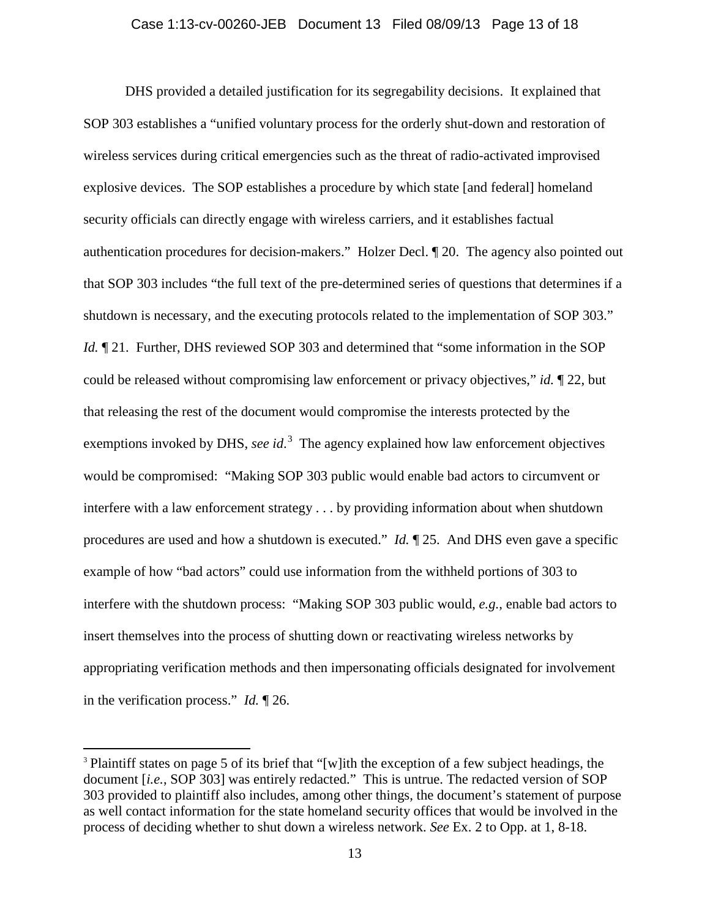DHS provided a detailed justification for its segregability decisions. It explained that SOP 303 establishes a "unified voluntary process for the orderly shut-down and restoration of wireless services during critical emergencies such as the threat of radio-activated improvised explosive devices. The SOP establishes a procedure by which state [and federal] homeland security officials can directly engage with wireless carriers, and it establishes factual authentication procedures for decision-makers." Holzer Decl. ¶ 20. The agency also pointed out that SOP 303 includes "the full text of the pre-determined series of questions that determines if a shutdown is necessary, and the executing protocols related to the implementation of SOP 303." *Id.* ¶ 21. Further, DHS reviewed SOP 303 and determined that "some information in the SOP could be released without compromising law enforcement or privacy objectives," *id.* ¶ 22, but that releasing the rest of the document would compromise the interests protected by the exemptions invoked by DHS, *see id*.[3] The agency explained how law enforcement objectives would be compromised: "Making SOP 303 public would enable bad actors to circumvent or interfere with a law enforcement strategy . . . by providing information about when shutdown procedures are used and how a shutdown is executed." *Id.* ¶ 25. And DHS even gave a specific example of how "bad actors" could use information from the withheld portions of 303 to interfere with the shutdown process: "Making SOP 303 public would, *e.g.*, enable bad actors to insert themselves into the process of shutting down or reactivating wireless networks by appropriating verification methods and then impersonating officials designated for involvement in the verification process." *Id.* ¶ 26.

---

[3] Plaintiff states on page 5 of its brief that "[w]ith the exception of a few subject headings, the document [*i.e.*, SOP 303] was entirely redacted." This is untrue. The redacted version of SOP 303 provided to plaintiff also includes, among other things, the document's statement of purpose as well contact information for the state homeland security offices that would be involved in the process of deciding whether to shut down a wireless network. *See* Ex. 2 to Opp. at 1, 8-18.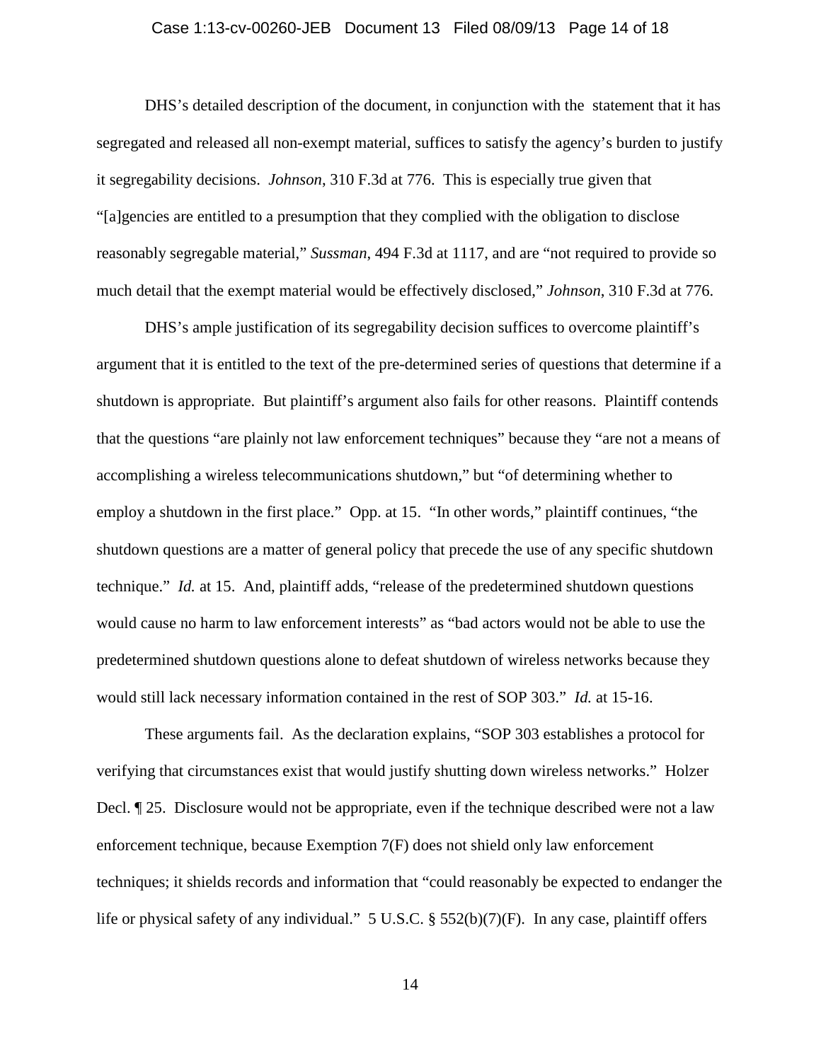DHS's detailed description of the document, in conjunction with the statement that it has segregated and released all non-exempt material, suffices to satisfy the agency's burden to justify it segregability decisions. *Johnson*, 310 F.3d at 776. This is especially true given that "[a]gencies are entitled to a presumption that they complied with the obligation to disclose reasonably segregable material," *Sussman*, 494 F.3d at 1117, and are "not required to provide so much detail that the exempt material would be effectively disclosed," *Johnson*, 310 F.3d at 776.

DHS's ample justification of its segregability decision suffices to overcome plaintiff's argument that it is entitled to the text of the pre-determined series of questions that determine if a shutdown is appropriate. But plaintiff's argument also fails for other reasons. Plaintiff contends that the questions "are plainly not law enforcement techniques" because they "are not a means of accomplishing a wireless telecommunications shutdown," but "of determining whether to employ a shutdown in the first place." Opp. at 15. "In other words," plaintiff continues, "the shutdown questions are a matter of general policy that precede the use of any specific shutdown technique." *Id.* at 15. And, plaintiff adds, "release of the predetermined shutdown questions would cause no harm to law enforcement interests" as "bad actors would not be able to use the predetermined shutdown questions alone to defeat shutdown of wireless networks because they would still lack necessary information contained in the rest of SOP 303." *Id.* at 15-16.

These arguments fail. As the declaration explains, "SOP 303 establishes a protocol for verifying that circumstances exist that would justify shutting down wireless networks." Holzer Decl. ¶ 25. Disclosure would not be appropriate, even if the technique described were not a law enforcement technique, because Exemption 7(F) does not shield only law enforcement techniques; it shields records and information that "could reasonably be expected to endanger the life or physical safety of any individual." 5 U.S.C. § 552(b)(7)(F). In any case, plaintiff offers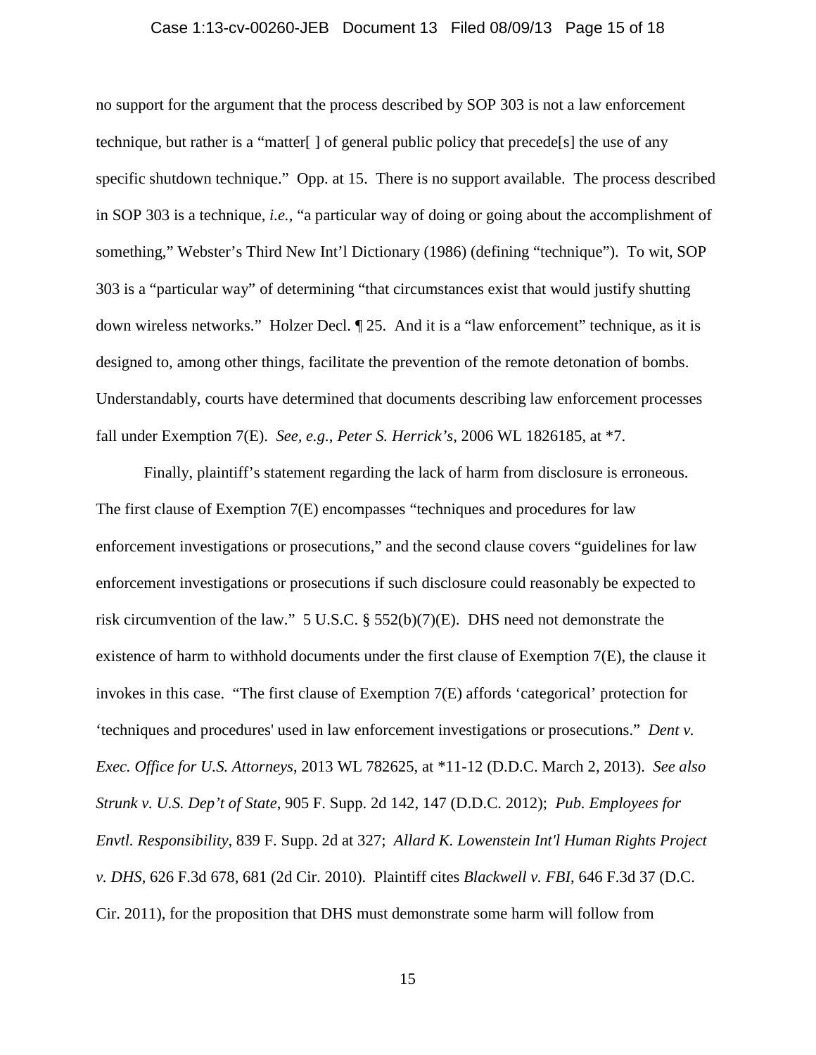no support for the argument that the process described by SOP 303 is not a law enforcement technique, but rather is a "matter[ ] of general public policy that precede[s] the use of any specific shutdown technique." Opp. at 15. There is no support available. The process described in SOP 303 is a technique, *i.e.*, "a particular way of doing or going about the accomplishment of something," Webster's Third New Int'l Dictionary (1986) (defining "technique"). To wit, SOP 303 is a "particular way" of determining "that circumstances exist that would justify shutting down wireless networks." Holzer Decl. ¶ 25. And it is a "law enforcement" technique, as it is designed to, among other things, facilitate the prevention of the remote detonation of bombs. Understandably, courts have determined that documents describing law enforcement processes fall under Exemption 7(E). *See, e.g.*, *Peter S. Herrick's*, 2006 WL 1826185, at *7.

Finally, plaintiff's statement regarding the lack of harm from disclosure is erroneous. The first clause of Exemption 7(E) encompasses "techniques and procedures for law enforcement investigations or prosecutions," and the second clause covers "guidelines for law enforcement investigations or prosecutions if such disclosure could reasonably be expected to risk circumvention of the law." 5 U.S.C. § 552(b)(7)(E). DHS need not demonstrate the existence of harm to withhold documents under the first clause of Exemption 7(E), the clause it invokes in this case. "The first clause of Exemption 7(E) affords 'categorical' protection for 'techniques and procedures' used in law enforcement investigations or prosecutions." *Dent v. Exec. Office for U.S. Attorneys*, 2013 WL 782625, at *11-12 (D.D.C. March 2, 2013). *See also Strunk v. U.S. Dep't of State*, 905 F. Supp. 2d 142, 147 (D.D.C. 2012); *Pub. Employees for Envtl. Responsibility*, 839 F. Supp. 2d at 327; *Allard K. Lowenstein Int'l Human Rights Project v. DHS*, 626 F.3d 678, 681 (2d Cir. 2010). Plaintiff cites *Blackwell v. FBI*, 646 F.3d 37 (D.C. Cir. 2011), for the proposition that DHS must demonstrate some harm will follow from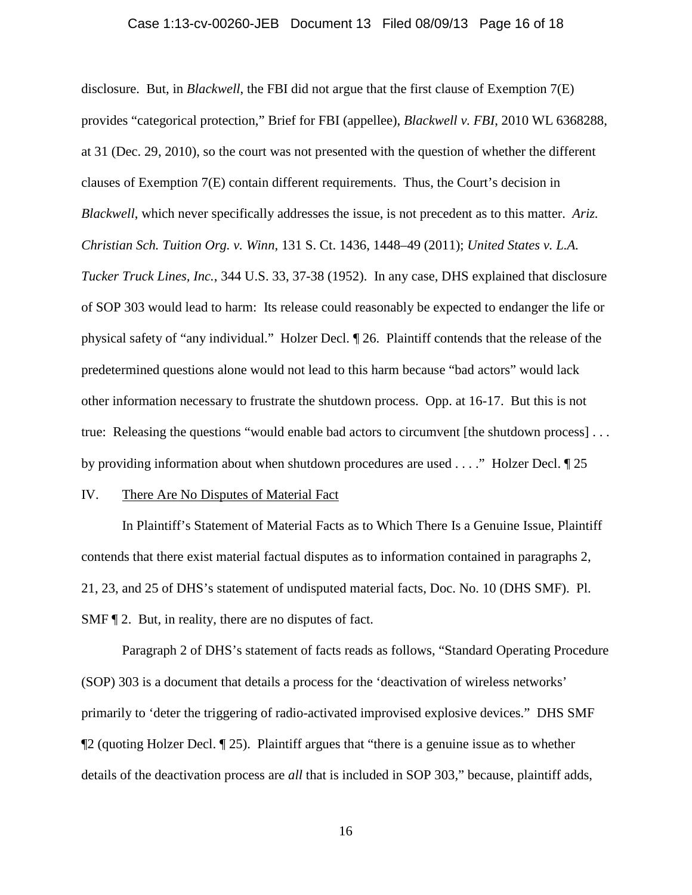disclosure. But, in *Blackwell*, the FBI did not argue that the first clause of Exemption 7(E) provides "categorical protection," Brief for FBI (appellee), *Blackwell v. FBI*, 2010 WL 6368288, at 31 (Dec. 29, 2010), so the court was not presented with the question of whether the different clauses of Exemption 7(E) contain different requirements. Thus, the Court's decision in *Blackwell*, which never specifically addresses the issue, is not precedent as to this matter. *Ariz. Christian Sch. Tuition Org. v. Winn*, 131 S. Ct. 1436, 1448–49 (2011); *United States v. L.A. Tucker Truck Lines, Inc.*, 344 U.S. 33, 37-38 (1952). In any case, DHS explained that disclosure of SOP 303 would lead to harm: Its release could reasonably be expected to endanger the life or physical safety of "any individual." Holzer Decl. ¶ 26. Plaintiff contends that the release of the predetermined questions alone would not lead to this harm because "bad actors" would lack other information necessary to frustrate the shutdown process. Opp. at 16-17. But this is not true: Releasing the questions "would enable bad actors to circumvent [the shutdown process] . . . by providing information about when shutdown procedures are used . . . ." Holzer Decl. ¶ 25

IV. <u>There Are No Disputes of Material Fact</u>

In Plaintiff's Statement of Material Facts as to Which There Is a Genuine Issue, Plaintiff contends that there exist material factual disputes as to information contained in paragraphs 2, 21, 23, and 25 of DHS's statement of undisputed material facts, Doc. No. 10 (DHS SMF). Pl. SMF ¶ 2. But, in reality, there are no disputes of fact.

Paragraph 2 of DHS's statement of facts reads as follows, "Standard Operating Procedure (SOP) 303 is a document that details a process for the 'deactivation of wireless networks' primarily to 'deter the triggering of radio-activated improvised explosive devices." DHS SMF ¶2 (quoting Holzer Decl. ¶ 25). Plaintiff argues that "there is a genuine issue as to whether details of the deactivation process are *all* that is included in SOP 303," because, plaintiff adds,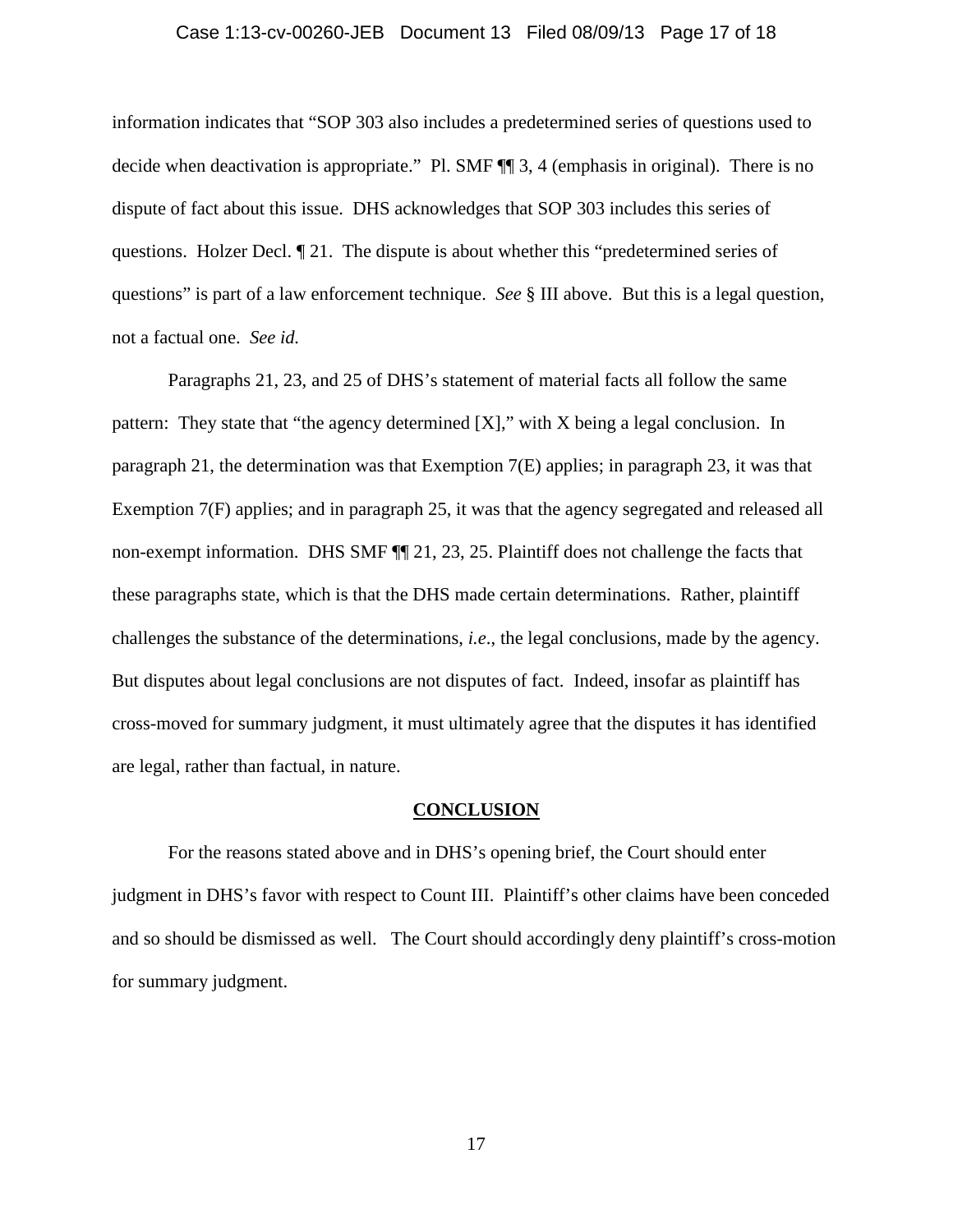information indicates that "SOP 303 also includes a predetermined series of questions used to decide when deactivation is appropriate." Pl. SMF ¶¶ 3, 4 (emphasis in original). There is no dispute of fact about this issue. DHS acknowledges that SOP 303 includes this series of questions. Holzer Decl. ¶ 21. The dispute is about whether this "predetermined series of questions" is part of a law enforcement technique. *See* § III above. But this is a legal question, not a factual one. *See id.*

Paragraphs 21, 23, and 25 of DHS's statement of material facts all follow the same pattern: They state that "the agency determined [X]," with X being a legal conclusion. In paragraph 21, the determination was that Exemption 7(E) applies; in paragraph 23, it was that Exemption 7(F) applies; and in paragraph 25, it was that the agency segregated and released all non-exempt information. DHS SMF ¶¶ 21, 23, 25. Plaintiff does not challenge the facts that these paragraphs state, which is that the DHS made certain determinations. Rather, plaintiff challenges the substance of the determinations, *i.e.*, the legal conclusions, made by the agency. But disputes about legal conclusions are not disputes of fact. Indeed, insofar as plaintiff has cross-moved for summary judgment, it must ultimately agree that the disputes it has identified are legal, rather than factual, in nature.

## CONCLUSION

For the reasons stated above and in DHS's opening brief, the Court should enter judgment in DHS's favor with respect to Count III. Plaintiff's other claims have been conceded and so should be dismissed as well. The Court should accordingly deny plaintiff's cross-motion for summary judgment.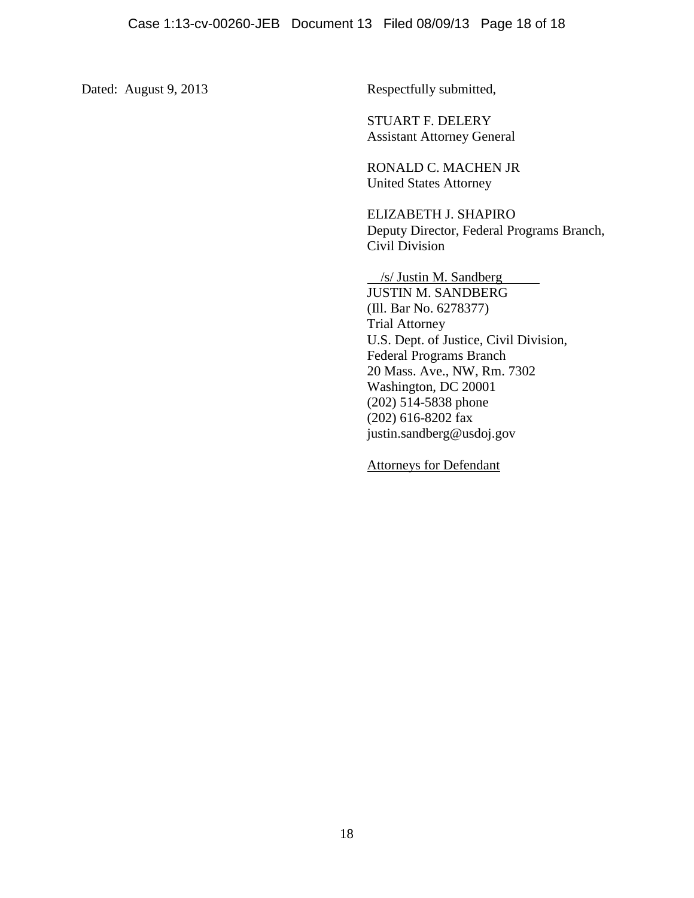Dated: August 9, 2013

Respectfully submitted,

STUART F. DELERY
Assistant Attorney General

RONALD C. MACHEN JR
United States Attorney

ELIZABETH J. SHAPIRO
Deputy Director, Federal Programs Branch,
Civil Division

/s/ Justin M. Sandberg
JUSTIN M. SANDBERG
(Ill. Bar No. 6278377)
Trial Attorney
U.S. Dept. of Justice, Civil Division,
Federal Programs Branch
20 Mass. Ave., NW, Rm. 7302
Washington, DC 20001
(202) 514-5838 phone
(202) 616-8202 fax
justin.sandberg@usdoj.gov

Attorneys for Defendant